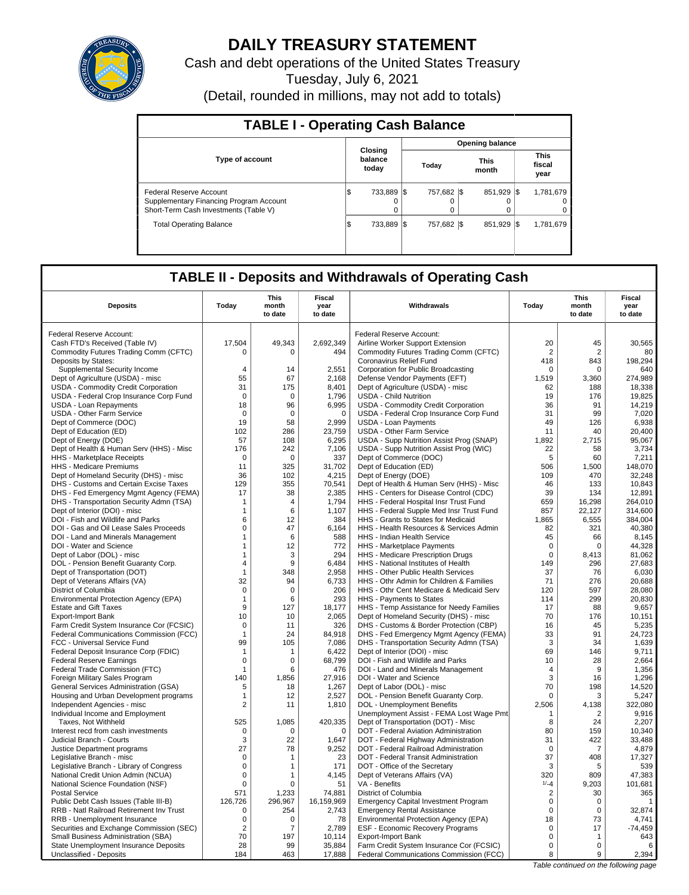# DAILY TREASURY STATEMENT

Cash and debt operations of the United States Treasury

Tuesday, July 6, 2021

(Detail, rounded in millions, may not add to totals)

## TABLE I - Operating Cash Balance

| Type of account | Closing balance today | Opening balance | | |
|---|---|---|---|---|
| | | Today | This month | This fiscal year |
| Federal Reserve Account | $ 733,889 | $ 757,682 | $ 851,929 | $ 1,781,679 |
| Supplementary Financing Program Account | 0 | 0 | 0 | 0 |
| Short-Term Cash Investments (Table V) | 0 | 0 | 0 | 0 |
| Total Operating Balance | $ 733,889 | $ 757,682 | $ 851,929 | $ 1,781,679 |

## TABLE II - Deposits and Withdrawals of Operating Cash

| Deposits | Today | This month to date | Fiscal year to date | Withdrawals | Today | This month to date | Fiscal year to date |
|---|---|---|---|---|---|---|---|
| Federal Reserve Account: | | | | Federal Reserve Account: | | | |
| Cash FTD's Received (Table IV) | 17,504 | 49,343 | 2,692,349 | Airline Worker Support Extension | 20 | 45 | 30,565 |
| Commodity Futures Trading Comm (CFTC) | 0 | 0 | 494 | Commodity Futures Trading Comm (CFTC) | 2 | 2 | 80 |
| Deposits by States: | | | | Coronavirus Relief Fund | 418 | 843 | 198,294 |
| Supplemental Security Income | 4 | 14 | 2,551 | Corporation for Public Broadcasting | 0 | 0 | 640 |
| Dept of Agriculture (USDA) - misc | 55 | 67 | 2,168 | Defense Vendor Payments (EFT) | 1,519 | 3,360 | 274,989 |
| USDA - Commodity Credit Corporation | 31 | 175 | 8,401 | Dept of Agriculture (USDA) - misc | 62 | 188 | 18,338 |
| USDA - Federal Crop Insurance Corp Fund | 0 | 0 | 1,796 | USDA - Child Nutrition | 19 | 176 | 19,825 |
| USDA - Loan Repayments | 18 | 96 | 6,995 | USDA - Commodity Credit Corporation | 36 | 91 | 14,219 |
| USDA - Other Farm Service | 0 | 0 | 0 | USDA - Federal Crop Insurance Corp Fund | 31 | 99 | 7,020 |
| Dept of Commerce (DOC) | 19 | 58 | 2,999 | USDA - Loan Payments | 49 | 126 | 6,938 |
| Dept of Education (ED) | 102 | 286 | 23,759 | USDA - Other Farm Service | 11 | 40 | 20,400 |
| Dept of Energy (DOE) | 57 | 108 | 6,295 | USDA - Supp Nutrition Assist Prog (SNAP) | 1,892 | 2,715 | 95,067 |
| Dept of Health & Human Serv (HHS) - Misc | 176 | 242 | 7,106 | USDA - Supp Nutrition Assist Prog (WIC) | 22 | 58 | 3,734 |
| HHS - Marketplace Receipts | 0 | 0 | 337 | Dept of Commerce (DOC) | 5 | 60 | 7,211 |
| HHS - Medicare Premiums | 11 | 325 | 31,702 | Dept of Education (ED) | 506 | 1,500 | 148,070 |
| Dept of Homeland Security (DHS) - misc | 36 | 102 | 4,215 | Dept of Energy (DOE) | 109 | 470 | 32,248 |
| DHS - Customs and Certain Excise Taxes | 129 | 355 | 70,541 | Dept of Health & Human Serv (HHS) - Misc | 46 | 133 | 10,843 |
| DHS - Fed Emergency Mgmt Agency (FEMA) | 17 | 38 | 2,385 | HHS - Centers for Disease Control (CDC) | 39 | 134 | 12,891 |
| DHS - Transportation Security Admn (TSA) | 1 | 4 | 1,794 | HHS - Federal Hospital Insr Trust Fund | 659 | 16,298 | 264,010 |
| Dept of Interior (DOI) - misc | 1 | 6 | 1,107 | HHS - Federal Supple Med Insr Trust Fund | 857 | 22,127 | 314,600 |
| DOI - Fish and Wildlife and Parks | 6 | 12 | 384 | HHS - Grants to States for Medicaid | 1,865 | 6,555 | 384,004 |
| DOI - Gas and Oil Lease Sales Proceeds | 0 | 47 | 6,164 | HHS - Health Resources & Services Admin | 82 | 321 | 40,380 |
| DOI - Land and Minerals Management | 1 | 6 | 588 | HHS - Indian Health Service | 45 | 66 | 8,145 |
| DOI - Water and Science | 1 | 12 | 772 | HHS - Marketplace Payments | 0 | 0 | 44,328 |
| Dept of Labor (DOL) - misc | 1 | 3 | 294 | HHS - Medicare Prescription Drugs | 0 | 8,413 | 81,062 |
| DOL - Pension Benefit Guaranty Corp. | 4 | 9 | 6,484 | HHS - National Institutes of Health | 149 | 296 | 27,683 |
| Dept of Transportation (DOT) | 1 | 348 | 2,958 | HHS - Other Public Health Services | 37 | 76 | 6,030 |
| Dept of Veterans Affairs (VA) | 32 | 94 | 6,733 | HHS - Othr Admin for Children & Families | 71 | 276 | 20,688 |
| District of Columbia | 0 | 0 | 206 | HHS - Othr Cent Medicare & Medicaid Serv | 120 | 597 | 28,080 |
| Environmental Protection Agency (EPA) | 1 | 6 | 293 | HHS - Payments to States | 114 | 299 | 20,830 |
| Estate and Gift Taxes | 9 | 127 | 18,177 | HHS - Temp Assistance for Needy Families | 17 | 88 | 9,657 |
| Export-Import Bank | 10 | 10 | 2,065 | Dept of Homeland Security (DHS) - misc | 70 | 176 | 10,151 |
| Farm Credit System Insurance Cor (FCSIC) | 0 | 11 | 326 | DHS - Customs & Border Protection (CBP) | 16 | 45 | 5,235 |
| Federal Communications Commission (FCC) | 1 | 24 | 84,918 | DHS - Fed Emergency Mgmt Agency (FEMA) | 33 | 91 | 24,723 |
| FCC - Universal Service Fund | 99 | 105 | 7,086 | DHS - Transportation Security Admn (TSA) | 3 | 34 | 1,639 |
| Federal Deposit Insurance Corp (FDIC) | 1 | 1 | 6,422 | Dept of Interior (DOI) - misc | 69 | 146 | 9,711 |
| Federal Reserve Earnings | 0 | 0 | 68,799 | DOI - Fish and Wildlife and Parks | 10 | 28 | 2,664 |
| Federal Trade Commission (FTC) | 1 | 6 | 476 | DOI - Land and Minerals Management | 4 | 9 | 1,356 |
| Foreign Military Sales Program | 140 | 1,856 | 27,916 | DOI - Water and Science | 3 | 16 | 1,296 |
| General Services Administration (GSA) | 5 | 18 | 1,267 | Dept of Labor (DOL) - misc | 70 | 198 | 14,520 |
| Housing and Urban Development programs | 1 | 12 | 2,527 | DOL - Pension Benefit Guaranty Corp. | 0 | 3 | 5,247 |
| Independent Agencies - misc | 2 | 11 | 1,810 | DOL - Unemployment Benefits | 2,506 | 4,138 | 322,080 |
| Individual Income and Employment | | | | Unemployment Assist - FEMA Lost Wage Pmt | 1 | 2 | 9,916 |
| Taxes, Not Withheld | 525 | 1,085 | 420,335 | Dept of Transportation (DOT) - Misc | 8 | 24 | 2,207 |
| Interest recd from cash investments | 0 | 0 | 0 | DOT - Federal Aviation Administration | 80 | 159 | 10,340 |
| Judicial Branch - Courts | 3 | 22 | 1,647 | DOT - Federal Highway Administration | 31 | 422 | 33,488 |
| Justice Department programs | 27 | 78 | 9,252 | DOT - Federal Railroad Administration | 0 | 7 | 4,879 |
| Legislative Branch - misc | 0 | 1 | 23 | DOT - Federal Transit Administration | 37 | 408 | 17,327 |
| Legislative Branch - Library of Congress | 0 | 1 | 171 | DOT - Office of the Secretary | 3 | 5 | 539 |
| National Credit Union Admin (NCUA) | 0 | 1 | 4,145 | Dept of Veterans Affairs (VA) | 320 | 809 | 47,383 |
| National Science Foundation (NSF) | 0 | 0 | 51 | VA - Benefits | 1/-4 | 9,203 | 101,681 |
| Postal Service | 571 | 1,233 | 74,881 | District of Columbia | 2 | 30 | 365 |
| Public Debt Cash Issues (Table III-B) | 126,726 | 296,967 | 16,159,969 | Emergency Capital Investment Program | 0 | 0 | 1 |
| RRB - Natl Railroad Retirement Inv Trust | 0 | 254 | 2,743 | Emergency Rental Assistance | 0 | 0 | 32,874 |
| RRB - Unemployment Insurance | 0 | 0 | 78 | Environmental Protection Agency (EPA) | 18 | 73 | 4,741 |
| Securities and Exchange Commission (SEC) | 2 | 7 | 2,789 | ESF - Economic Recovery Programs | 0 | 17 | -74,459 |
| Small Business Administration (SBA) | 70 | 197 | 10,114 | Export-Import Bank | 0 | 1 | 643 |
| State Unemployment Insurance Deposits | 28 | 99 | 35,884 | Farm Credit System Insurance Cor (FCSIC) | 0 | 0 | 6 |
| Unclassified - Deposits | 184 | 463 | 17,888 | Federal Communications Commission (FCC) | 8 | 9 | 2,394 |

*Table continued on the following page*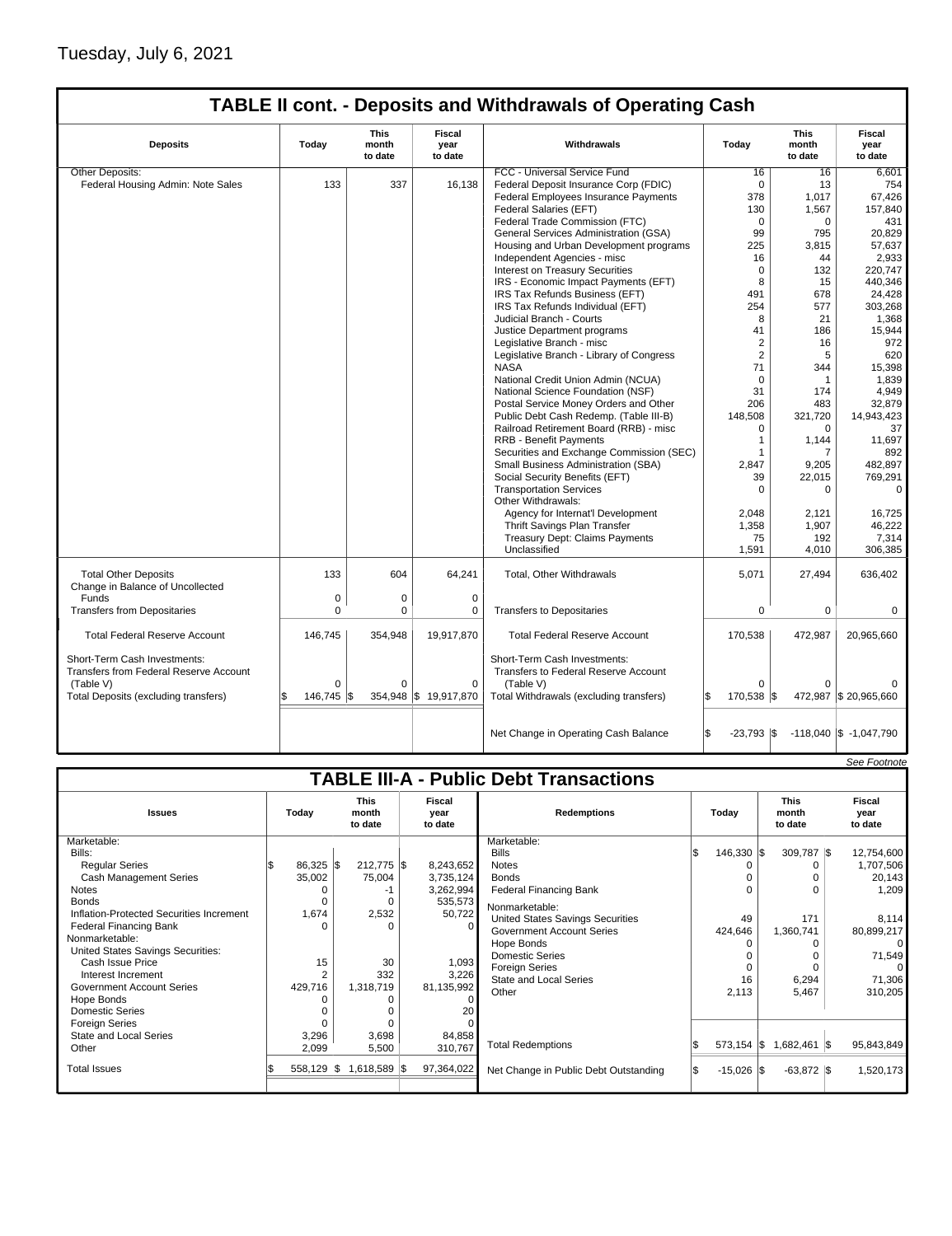Tuesday, July 6, 2021

## TABLE II cont. - Deposits and Withdrawals of Operating Cash

| Deposits | Today | This month to date | Fiscal year to date | Withdrawals | Today | This month to date | Fiscal year to date |
|---|---|---|---|---|---|---|---|
| Other Deposits: | | | | FCC - Universal Service Fund | 16 | 16 | 6,601 |
| Federal Housing Admin: Note Sales | 133 | 337 | 16,138 | Federal Deposit Insurance Corp (FDIC) | 0 | 13 | 754 |
| | | | | Federal Employees Insurance Payments | 378 | 1,017 | 67,426 |
| | | | | Federal Salaries (EFT) | 130 | 1,567 | 157,840 |
| | | | | Federal Trade Commission (FTC) | 0 | 0 | 431 |
| | | | | General Services Administration (GSA) | 99 | 795 | 20,829 |
| | | | | Housing and Urban Development programs | 225 | 3,815 | 57,637 |
| | | | | Independent Agencies - misc | 16 | 44 | 2,933 |
| | | | | Interest on Treasury Securities | 0 | 132 | 220,747 |
| | | | | IRS - Economic Impact Payments (EFT) | 8 | 15 | 440,346 |
| | | | | IRS Tax Refunds Business (EFT) | 491 | 678 | 24,428 |
| | | | | IRS Tax Refunds Individual (EFT) | 254 | 577 | 303,268 |
| | | | | Judicial Branch - Courts | 8 | 21 | 1,368 |
| | | | | Justice Department programs | 41 | 186 | 15,944 |
| | | | | Legislative Branch - misc | 2 | 16 | 972 |
| | | | | Legislative Branch - Library of Congress | 2 | 5 | 620 |
| | | | | NASA | 71 | 344 | 15,398 |
| | | | | National Credit Union Admin (NCUA) | 0 | 1 | 1,839 |
| | | | | National Science Foundation (NSF) | 31 | 174 | 4,949 |
| | | | | Postal Service Money Orders and Other | 206 | 483 | 32,879 |
| | | | | Public Debt Cash Redemp. (Table III-B) | 148,508 | 321,720 | 14,943,423 |
| | | | | Railroad Retirement Board (RRB) - misc | 0 | 0 | 37 |
| | | | | RRB - Benefit Payments | 1 | 1,144 | 11,697 |
| | | | | Securities and Exchange Commission (SEC) | 1 | 7 | 892 |
| | | | | Small Business Administration (SBA) | 2,847 | 9,205 | 482,897 |
| | | | | Social Security Benefits (EFT) | 39 | 22,015 | 769,291 |
| | | | | Transportation Services | 0 | 0 | 0 |
| | | | | Other Withdrawals: | | | |
| | | | | Agency for Internat'l Development | 2,048 | 2,121 | 16,725 |
| | | | | Thrift Savings Plan Transfer | 1,358 | 1,907 | 46,222 |
| | | | | Treasury Dept: Claims Payments | 75 | 192 | 7,314 |
| | | | | Unclassified | 1,591 | 4,010 | 306,385 |
| Total Other Deposits | 133 | 604 | 64,241 | Total, Other Withdrawals | 5,071 | 27,494 | 636,402 |
| Change in Balance of Uncollected Funds | 0 | 0 | 0 | | | | |
| Transfers from Depositaries | 0 | 0 | 0 | Transfers to Depositaries | 0 | 0 | 0 |
| Total Federal Reserve Account | 146,745 | 354,948 | 19,917,870 | Total Federal Reserve Account | 170,538 | 472,987 | 20,965,660 |
| Short-Term Cash Investments: Transfers from Federal Reserve Account (Table V) | 0 | 0 | 0 | Short-Term Cash Investments: Transfers to Federal Reserve Account (Table V) | 0 | 0 | 0 |
| Total Deposits (excluding transfers) | $ 146,745 | $ 354,948 | $ 19,917,870 | Total Withdrawals (excluding transfers) | $ 170,538 | $ 472,987 | $ 20,965,660 |
| | | | | Net Change in Operating Cash Balance | $ -23,793 | $ -118,040 | $ -1,047,790 |

*See Footnote*

## TABLE III-A - Public Debt Transactions

| Issues | Today | This month to date | Fiscal year to date | Redemptions | Today | This month to date | Fiscal year to date |
|---|---|---|---|---|---|---|---|
| Marketable: | | | | Marketable: | | | |
| Bills: | | | | Bills | $ 146,330 | $ 309,787 | $ 12,754,600 |
| Regular Series | $ 86,325 | $ 212,775 | $ 8,243,652 | Notes | 0 | 0 | 1,707,506 |
| Cash Management Series | 35,002 | 75,004 | 3,735,124 | Bonds | 0 | 0 | 20,143 |
| Notes | 0 | -1 | 3,262,994 | Federal Financing Bank | 0 | 0 | 1,209 |
| Bonds | 0 | 0 | 535,573 | Nonmarketable: | | | |
| Inflation-Protected Securities Increment | 1,674 | 2,532 | 50,722 | United States Savings Securities | 49 | 171 | 8,114 |
| Federal Financing Bank | 0 | 0 | 0 | Government Account Series | 424,646 | 1,360,741 | 80,899,217 |
| Nonmarketable: | | | | Hope Bonds | 0 | 0 | 0 |
| United States Savings Securities: | | | | Domestic Series | 0 | 0 | 71,549 |
| Cash Issue Price | 15 | 30 | 1,093 | Foreign Series | 0 | 0 | 0 |
| Interest Increment | 2 | 332 | 3,226 | State and Local Series | 16 | 6,294 | 71,306 |
| Government Account Series | 429,716 | 1,318,719 | 81,135,992 | Other | 2,113 | 5,467 | 310,205 |
| Hope Bonds | 0 | 0 | 0 | | | | |
| Domestic Series | 0 | 0 | 20 | | | | |
| Foreign Series | 0 | 0 | 0 | | | | |
| State and Local Series | 3,296 | 3,698 | 84,858 | | | | |
| Other | 2,099 | 5,500 | 310,767 | Total Redemptions | $ 573,154 | $ 1,682,461 | $ 95,843,849 |
| Total Issues | $ 558,129 | $ 1,618,589 | $ 97,364,022 | Net Change in Public Debt Outstanding | $ -15,026 | $ -63,872 | $ 1,520,173 |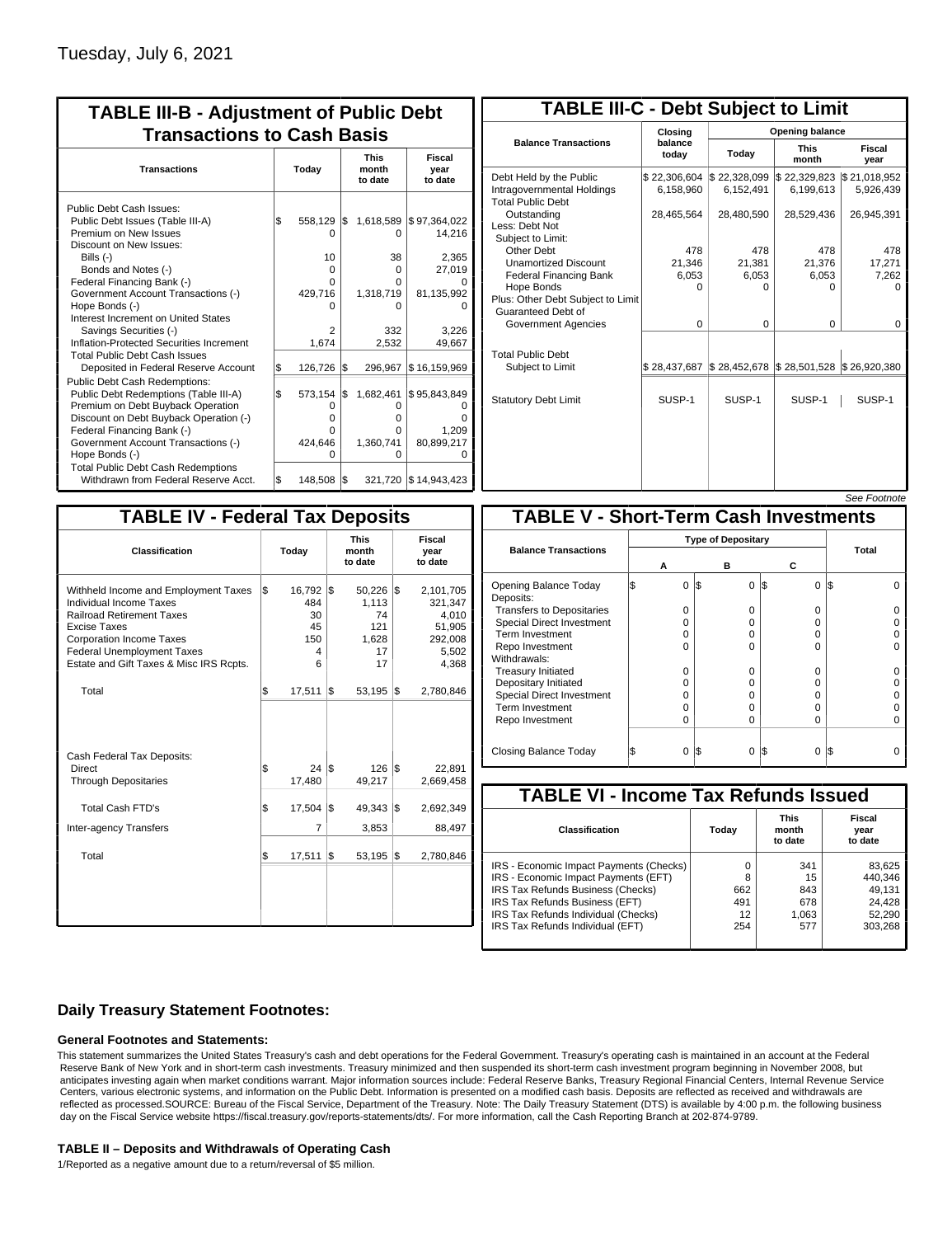Tuesday, July 6, 2021

## TABLE III-B - Adjustment of Public Debt Transactions to Cash Basis

| Transactions | Today | This month to date | Fiscal year to date |
|---|---|---|---|
| Public Debt Cash Issues: | | | |
| Public Debt Issues (Table III-A) | $ 558,129 | $ 1,618,589 | $ 97,364,022 |
| Premium on New Issues | 0 | 0 | 14,216 |
| Discount on New Issues: | | | |
| Bills (-) | 10 | 38 | 2,365 |
| Bonds and Notes (-) | 0 | 0 | 27,019 |
| Federal Financing Bank (-) | 0 | 0 | 0 |
| Government Account Transactions (-) | 429,716 | 1,318,719 | 81,135,992 |
| Hope Bonds (-) | 0 | 0 | 0 |
| Interest Increment on United States Savings Securities (-) | 2 | 332 | 3,226 |
| Inflation-Protected Securities Increment | 1,674 | 2,532 | 49,667 |
| Total Public Debt Cash Issues Deposited in Federal Reserve Account | $ 126,726 | $ 296,967 | $ 16,159,969 |
| Public Debt Cash Redemptions: | | | |
| Public Debt Redemptions (Table III-A) | $ 573,154 | $ 1,682,461 | $ 95,843,849 |
| Premium on Debt Buyback Operation | 0 | 0 | 0 |
| Discount on Debt Buyback Operation (-) | 0 | 0 | 0 |
| Federal Financing Bank (-) | 0 | 0 | 1,209 |
| Government Account Transactions (-) | 424,646 | 1,360,741 | 80,899,217 |
| Hope Bonds (-) | 0 | 0 | 0 |
| Total Public Debt Cash Redemptions Withdrawn from Federal Reserve Acct. | $ 148,508 | $ 321,720 | $ 14,943,423 |

## TABLE III-C - Debt Subject to Limit

| Balance Transactions | Closing balance today | Opening balance Today | Opening balance This month | Opening balance Fiscal year |
|---|---|---|---|---|
| Debt Held by the Public | $ 22,306,604 | $ 22,328,099 | $ 22,329,823 | $ 21,018,952 |
| Intragovernmental Holdings | 6,158,960 | 6,152,491 | 6,199,613 | 5,926,439 |
| Total Public Debt Outstanding | 28,465,564 | 28,480,590 | 28,529,436 | 26,945,391 |
| Less: Debt Not Subject to Limit: | | | | |
| Other Debt | 478 | 478 | 478 | 478 |
| Unamortized Discount | 21,346 | 21,381 | 21,376 | 17,271 |
| Federal Financing Bank | 6,053 | 6,053 | 6,053 | 7,262 |
| Hope Bonds | 0 | 0 | 0 | 0 |
| Plus: Other Debt Subject to Limit Guaranteed Debt of Government Agencies | 0 | 0 | 0 | 0 |
| Total Public Debt Subject to Limit | $ 28,437,687 | $ 28,452,678 | $ 28,501,528 | $ 26,920,380 |
| Statutory Debt Limit | SUSP-1 | SUSP-1 | SUSP-1 | SUSP-1 |

*See Footnote*

## TABLE IV - Federal Tax Deposits

| Classification | Today | This month to date | Fiscal year to date |
|---|---|---|---|
| Withheld Income and Employment Taxes | $ 16,792 | $ 50,226 | $ 2,101,705 |
| Individual Income Taxes | 484 | 1,113 | 321,347 |
| Railroad Retirement Taxes | 30 | 74 | 4,010 |
| Excise Taxes | 45 | 121 | 51,905 |
| Corporation Income Taxes | 150 | 1,628 | 292,008 |
| Federal Unemployment Taxes | 4 | 17 | 5,502 |
| Estate and Gift Taxes & Misc IRS Rcpts. | 6 | 17 | 4,368 |
| Total | $ 17,511 | $ 53,195 | $ 2,780,846 |
| Cash Federal Tax Deposits: | | | |
| Direct | $ 24 | $ 126 | $ 22,891 |
| Through Depositaries | 17,480 | 49,217 | 2,669,458 |
| Total Cash FTD's | $ 17,504 | $ 49,343 | $ 2,692,349 |
| Inter-agency Transfers | 7 | 3,853 | 88,497 |
| Total | $ 17,511 | $ 53,195 | $ 2,780,846 |

## TABLE V - Short-Term Cash Investments

| Balance Transactions | Type of Depositary A | B | C | Total |
|---|---|---|---|---|
| Opening Balance Today | $ 0 | $ 0 | $ 0 | $ 0 |
| Deposits: | | | | |
| Transfers to Depositaries | 0 | 0 | 0 | 0 |
| Special Direct Investment | 0 | 0 | 0 | 0 |
| Term Investment | 0 | 0 | 0 | 0 |
| Repo Investment | 0 | 0 | 0 | 0 |
| Withdrawals: | | | | |
| Treasury Initiated | 0 | 0 | 0 | 0 |
| Depositary Initiated | 0 | 0 | 0 | 0 |
| Special Direct Investment | 0 | 0 | 0 | 0 |
| Term Investment | 0 | 0 | 0 | 0 |
| Repo Investment | 0 | 0 | 0 | 0 |
| Closing Balance Today | $ 0 | $ 0 | $ 0 | $ 0 |

## TABLE VI - Income Tax Refunds Issued

| Classification | Today | This month to date | Fiscal year to date |
|---|---|---|---|
| IRS - Economic Impact Payments (Checks) | 0 | 341 | 83,625 |
| IRS - Economic Impact Payments (EFT) | 8 | 15 | 440,346 |
| IRS Tax Refunds Business (Checks) | 662 | 843 | 49,131 |
| IRS Tax Refunds Business (EFT) | 491 | 678 | 24,428 |
| IRS Tax Refunds Individual (Checks) | 12 | 1,063 | 52,290 |
| IRS Tax Refunds Individual (EFT) | 254 | 577 | 303,268 |

## Daily Treasury Statement Footnotes:

### General Footnotes and Statements:

This statement summarizes the United States Treasury's cash and debt operations for the Federal Government. Treasury's operating cash is maintained in an account at the Federal Reserve Bank of New York and in short-term cash investments. Treasury minimized and then suspended its short-term cash investment program beginning in November 2008, but anticipates investing again when market conditions warrant. Major information sources include: Federal Reserve Banks, Treasury Regional Financial Centers, Internal Revenue Service Centers, various electronic systems, and information on the Public Debt. Information is presented on a modified cash basis. Deposits are reflected as received and withdrawals are reflected as processed.SOURCE: Bureau of the Fiscal Service, Department of the Treasury. Note: The Daily Treasury Statement (DTS) is available by 4:00 p.m. the following business day on the Fiscal Service website https://fiscal.treasury.gov/reports-statements/dts/. For more information, call the Cash Reporting Branch at 202-874-9789.

### TABLE II – Deposits and Withdrawals of Operating Cash

1/Reported as a negative amount due to a return/reversal of $5 million.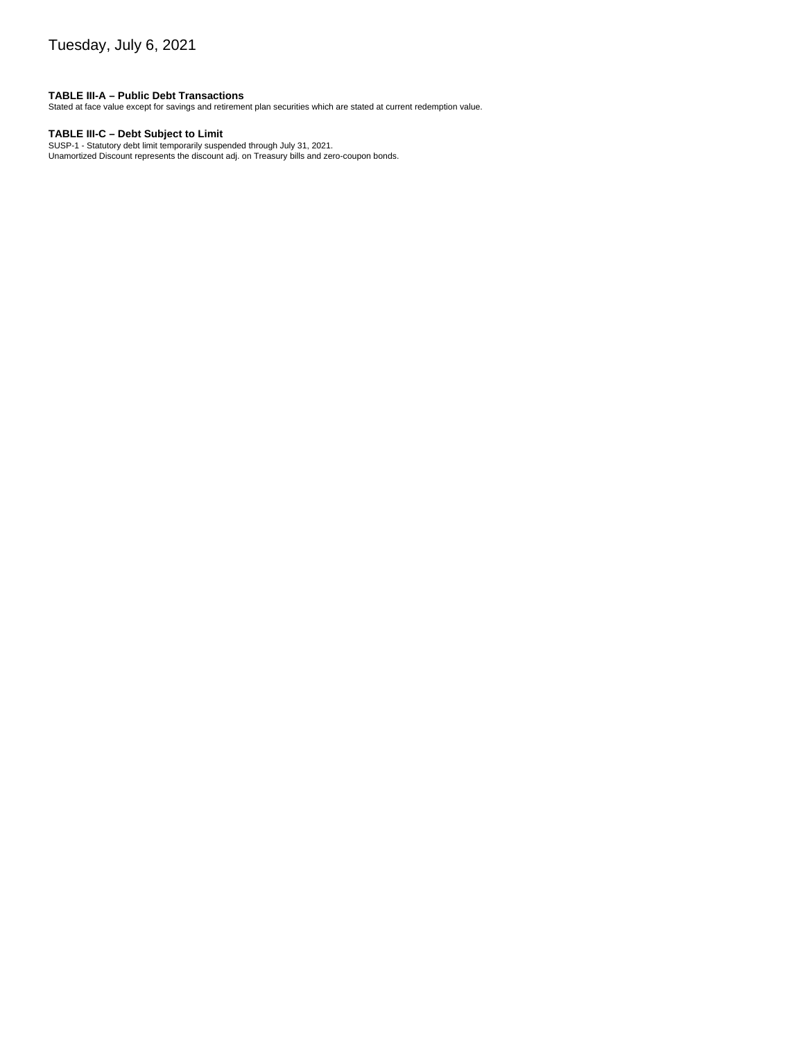Tuesday, July 6, 2021

**TABLE III-A – Public Debt Transactions**

Stated at face value except for savings and retirement plan securities which are stated at current redemption value.

**TABLE III-C – Debt Subject to Limit**

SUSP-1 - Statutory debt limit temporarily suspended through July 31, 2021.

Unamortized Discount represents the discount adj. on Treasury bills and zero-coupon bonds.